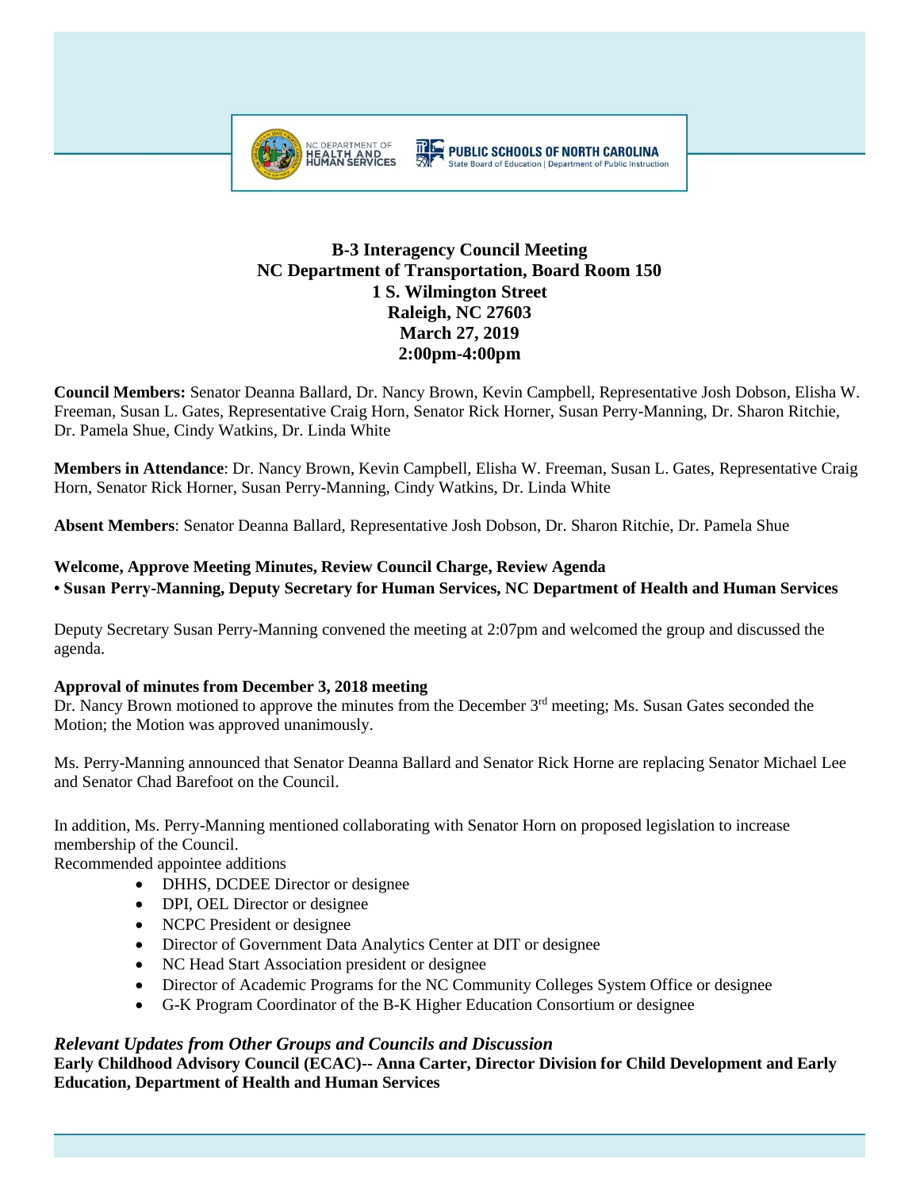**B-3 Interagency Council Meeting**
**NC Department of Transportation, Board Room 150**
**1 S. Wilmington Street**
**Raleigh, NC 27603**
**March 27, 2019**
**2:00pm-4:00pm**

**Council Members:** Senator Deanna Ballard, Dr. Nancy Brown, Kevin Campbell, Representative Josh Dobson, Elisha W. Freeman, Susan L. Gates, Representative Craig Horn, Senator Rick Horner, Susan Perry-Manning, Dr. Sharon Ritchie, Dr. Pamela Shue, Cindy Watkins, Dr. Linda White

**Members in Attendance**: Dr. Nancy Brown, Kevin Campbell, Elisha W. Freeman, Susan L. Gates, Representative Craig Horn, Senator Rick Horner, Susan Perry-Manning, Cindy Watkins, Dr. Linda White

**Absent Members**: Senator Deanna Ballard, Representative Josh Dobson, Dr. Sharon Ritchie, Dr. Pamela Shue

**Welcome, Approve Meeting Minutes, Review Council Charge, Review Agenda**
**• Susan Perry-Manning, Deputy Secretary for Human Services, NC Department of Health and Human Services**

Deputy Secretary Susan Perry-Manning convened the meeting at 2:07pm and welcomed the group and discussed the agenda.

**Approval of minutes from December 3, 2018 meeting**
Dr. Nancy Brown motioned to approve the minutes from the December 3rd meeting; Ms. Susan Gates seconded the Motion; the Motion was approved unanimously.

Ms. Perry-Manning announced that Senator Deanna Ballard and Senator Rick Horne are replacing Senator Michael Lee and Senator Chad Barefoot on the Council.

In addition, Ms. Perry-Manning mentioned collaborating with Senator Horn on proposed legislation to increase membership of the Council.
Recommended appointee additions

- DHHS, DCDEE Director or designee
- DPI, OEL Director or designee
- NCPC President or designee
- Director of Government Data Analytics Center at DIT or designee
- NC Head Start Association president or designee
- Director of Academic Programs for the NC Community Colleges System Office or designee
- G-K Program Coordinator of the B-K Higher Education Consortium or designee

***Relevant Updates from Other Groups and Councils and Discussion***
**Early Childhood Advisory Council (ECAC)-- Anna Carter, Director Division for Child Development and Early Education, Department of Health and Human Services**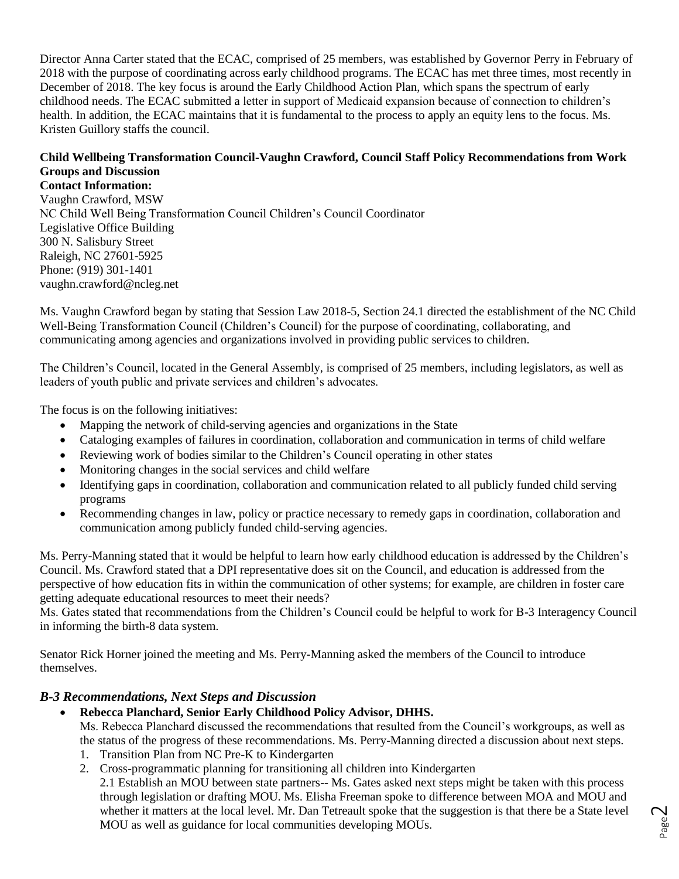Director Anna Carter stated that the ECAC, comprised of 25 members, was established by Governor Perry in February of 2018 with the purpose of coordinating across early childhood programs. The ECAC has met three times, most recently in December of 2018. The key focus is around the Early Childhood Action Plan, which spans the spectrum of early childhood needs. The ECAC submitted a letter in support of Medicaid expansion because of connection to children's health. In addition, the ECAC maintains that it is fundamental to the process to apply an equity lens to the focus. Ms. Kristen Guillory staffs the council.

**Child Wellbeing Transformation Council-Vaughn Crawford, Council Staff Policy Recommendations from Work Groups and Discussion**

**Contact Information:**
Vaughn Crawford, MSW
NC Child Well Being Transformation Council Children's Council Coordinator
Legislative Office Building
300 N. Salisbury Street
Raleigh, NC 27601-5925
Phone: (919) 301-1401
vaughn.crawford@ncleg.net

Ms. Vaughn Crawford began by stating that Session Law 2018-5, Section 24.1 directed the establishment of the NC Child Well-Being Transformation Council (Children's Council) for the purpose of coordinating, collaborating, and communicating among agencies and organizations involved in providing public services to children.

The Children's Council, located in the General Assembly, is comprised of 25 members, including legislators, as well as leaders of youth public and private services and children's advocates.

The focus is on the following initiatives:

- Mapping the network of child-serving agencies and organizations in the State
- Cataloging examples of failures in coordination, collaboration and communication in terms of child welfare
- Reviewing work of bodies similar to the Children's Council operating in other states
- Monitoring changes in the social services and child welfare
- Identifying gaps in coordination, collaboration and communication related to all publicly funded child serving programs
- Recommending changes in law, policy or practice necessary to remedy gaps in coordination, collaboration and communication among publicly funded child-serving agencies.

Ms. Perry-Manning stated that it would be helpful to learn how early childhood education is addressed by the Children's Council. Ms. Crawford stated that a DPI representative does sit on the Council, and education is addressed from the perspective of how education fits in within the communication of other systems; for example, are children in foster care getting adequate educational resources to meet their needs?
Ms. Gates stated that recommendations from the Children's Council could be helpful to work for B-3 Interagency Council in informing the birth-8 data system.

Senator Rick Horner joined the meeting and Ms. Perry-Manning asked the members of the Council to introduce themselves.

## *B-3 Recommendations, Next Steps and Discussion*

- **Rebecca Planchard, Senior Early Childhood Policy Advisor, DHHS.**
  Ms. Rebecca Planchard discussed the recommendations that resulted from the Council's workgroups, as well as the status of the progress of these recommendations. Ms. Perry-Manning directed a discussion about next steps.
  1. Transition Plan from NC Pre-K to Kindergarten
  2. Cross-programmatic planning for transitioning all children into Kindergarten
     2.1 Establish an MOU between state partners-- Ms. Gates asked next steps might be taken with this process through legislation or drafting MOU. Ms. Elisha Freeman spoke to difference between MOA and MOU and whether it matters at the local level. Mr. Dan Tetreault spoke that the suggestion is that there be a State level MOU as well as guidance for local communities developing MOUs.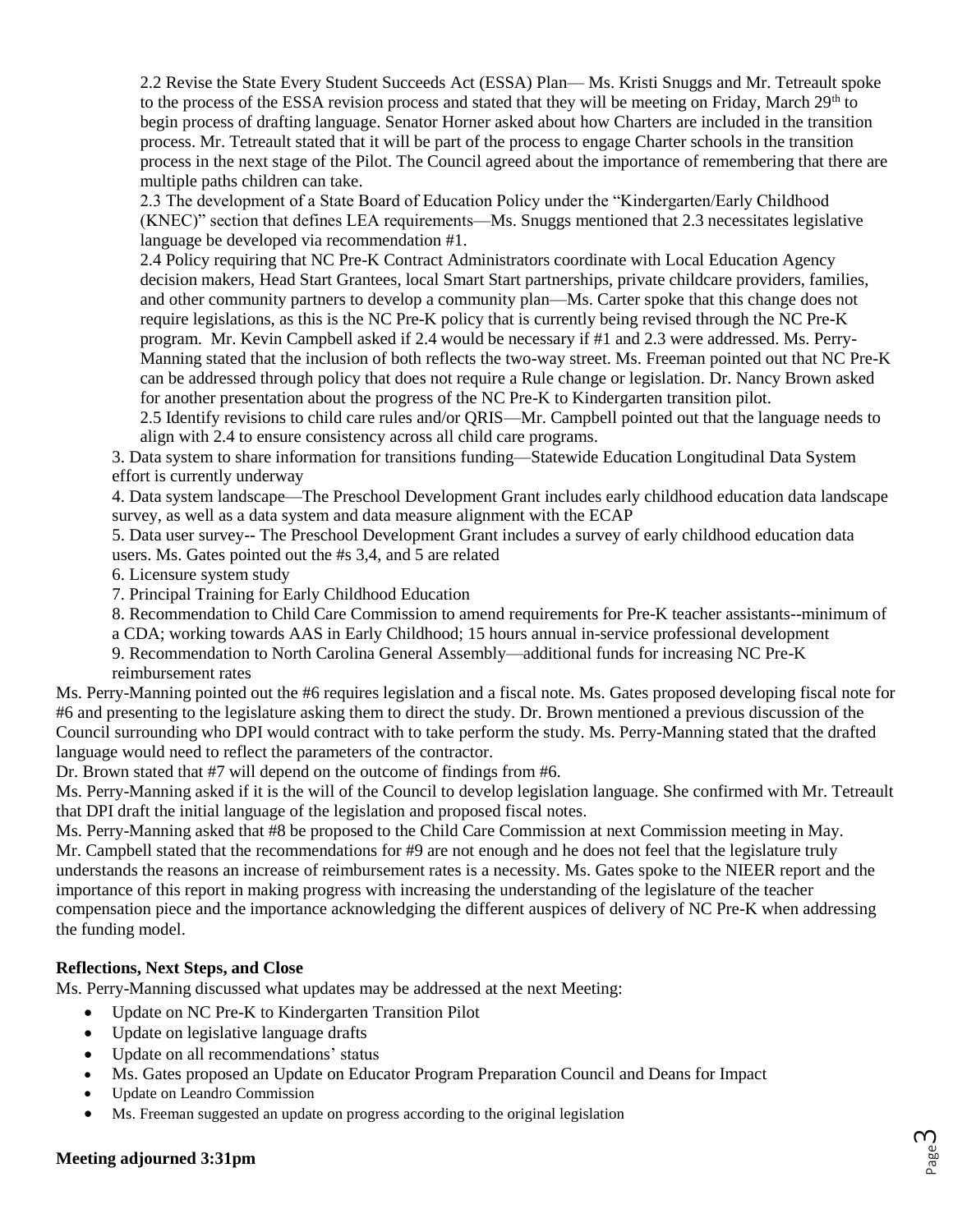2.2 Revise the State Every Student Succeeds Act (ESSA) Plan— Ms. Kristi Snuggs and Mr. Tetreault spoke to the process of the ESSA revision process and stated that they will be meeting on Friday, March 29th to begin process of drafting language. Senator Horner asked about how Charters are included in the transition process. Mr. Tetreault stated that it will be part of the process to engage Charter schools in the transition process in the next stage of the Pilot. The Council agreed about the importance of remembering that there are multiple paths children can take.

2.3 The development of a State Board of Education Policy under the "Kindergarten/Early Childhood (KNEC)" section that defines LEA requirements—Ms. Snuggs mentioned that 2.3 necessitates legislative language be developed via recommendation #1.

2.4 Policy requiring that NC Pre-K Contract Administrators coordinate with Local Education Agency decision makers, Head Start Grantees, local Smart Start partnerships, private childcare providers, families, and other community partners to develop a community plan—Ms. Carter spoke that this change does not require legislations, as this is the NC Pre-K policy that is currently being revised through the NC Pre-K program. Mr. Kevin Campbell asked if 2.4 would be necessary if #1 and 2.3 were addressed. Ms. Perry-Manning stated that the inclusion of both reflects the two-way street. Ms. Freeman pointed out that NC Pre-K can be addressed through policy that does not require a Rule change or legislation. Dr. Nancy Brown asked for another presentation about the progress of the NC Pre-K to Kindergarten transition pilot.

2.5 Identify revisions to child care rules and/or QRIS—Mr. Campbell pointed out that the language needs to align with 2.4 to ensure consistency across all child care programs.

3. Data system to share information for transitions funding—Statewide Education Longitudinal Data System effort is currently underway

4. Data system landscape—The Preschool Development Grant includes early childhood education data landscape survey, as well as a data system and data measure alignment with the ECAP

5. Data user survey-- The Preschool Development Grant includes a survey of early childhood education data users. Ms. Gates pointed out the #s 3,4, and 5 are related

6. Licensure system study

7. Principal Training for Early Childhood Education

8. Recommendation to Child Care Commission to amend requirements for Pre-K teacher assistants--minimum of a CDA; working towards AAS in Early Childhood; 15 hours annual in-service professional development

9. Recommendation to North Carolina General Assembly—additional funds for increasing NC Pre-K reimbursement rates

Ms. Perry-Manning pointed out the #6 requires legislation and a fiscal note. Ms. Gates proposed developing fiscal note for #6 and presenting to the legislature asking them to direct the study. Dr. Brown mentioned a previous discussion of the Council surrounding who DPI would contract with to take perform the study. Ms. Perry-Manning stated that the drafted language would need to reflect the parameters of the contractor.

Dr. Brown stated that #7 will depend on the outcome of findings from #6.

Ms. Perry-Manning asked if it is the will of the Council to develop legislation language. She confirmed with Mr. Tetreault that DPI draft the initial language of the legislation and proposed fiscal notes.

Ms. Perry-Manning asked that #8 be proposed to the Child Care Commission at next Commission meeting in May.

Mr. Campbell stated that the recommendations for #9 are not enough and he does not feel that the legislature truly understands the reasons an increase of reimbursement rates is a necessity. Ms. Gates spoke to the NIEER report and the importance of this report in making progress with increasing the understanding of the legislature of the teacher compensation piece and the importance acknowledging the different auspices of delivery of NC Pre-K when addressing the funding model.

**Reflections, Next Steps, and Close**

Ms. Perry-Manning discussed what updates may be addressed at the next Meeting:

- Update on NC Pre-K to Kindergarten Transition Pilot
- Update on legislative language drafts
- Update on all recommendations' status
- Ms. Gates proposed an Update on Educator Program Preparation Council and Deans for Impact
- Update on Leandro Commission
- Ms. Freeman suggested an update on progress according to the original legislation

**Meeting adjourned 3:31pm**